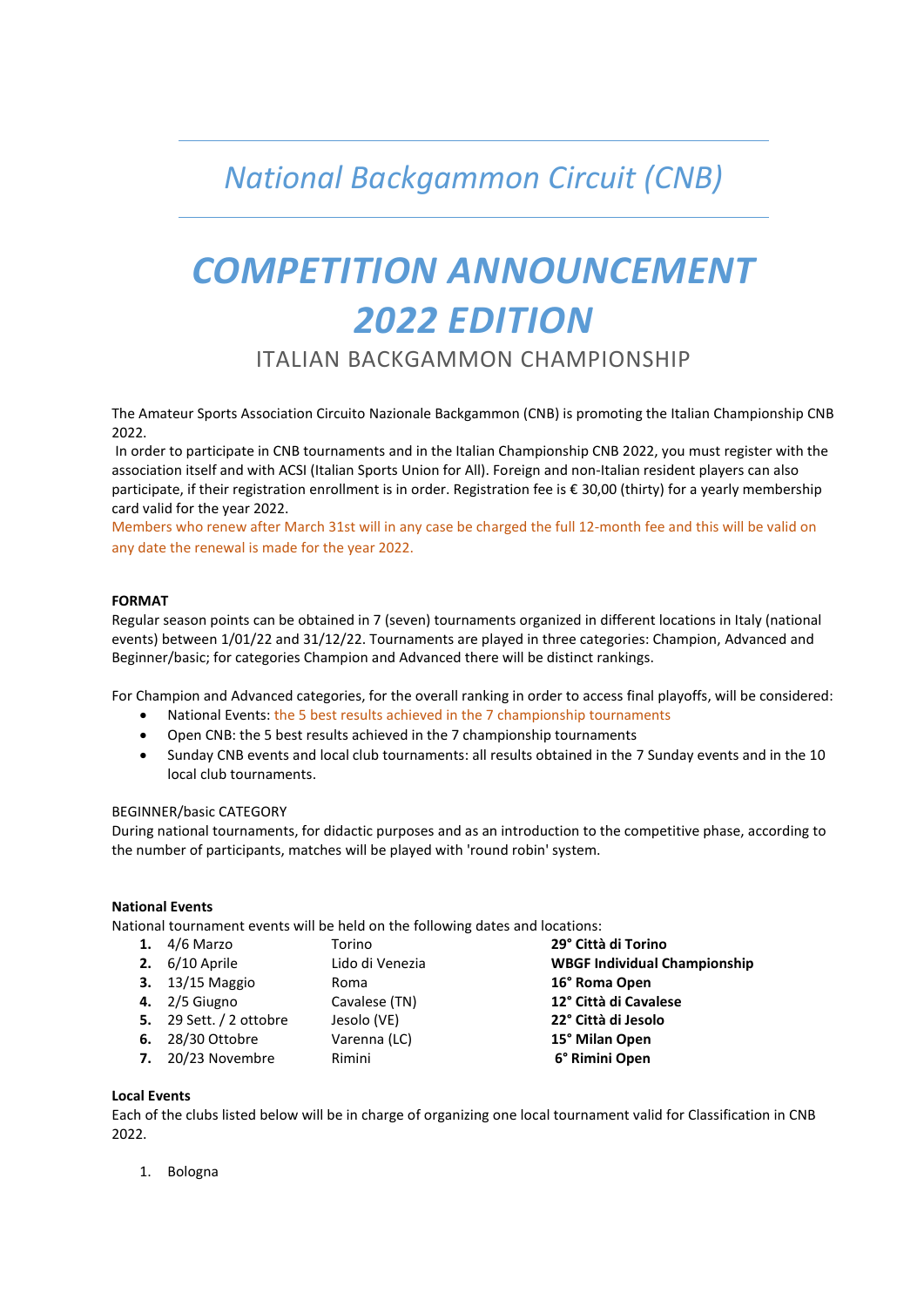*National Backgammon Circuit (CNB)*

# *COMPETITION ANNOUNCEMENT 2022 EDITION*

## ITALIAN BACKGAMMON CHAMPIONSHIP

The Amateur Sports Association Circuito Nazionale Backgammon (CNB) is promoting the Italian Championship CNB 2022.

In order to participate in CNB tournaments and in the Italian Championship CNB 2022, you must register with the association itself and with ACSI (Italian Sports Union for All). Foreign and non-Italian resident players can also participate, if their registration enrollment is in order. Registration fee is € 30,00 (thirty) for a yearly membership card valid for the year 2022.

Members who renew after March 31st will in any case be charged the full 12-month fee and this will be valid on any date the renewal is made for the year 2022.

**FORMAT**

Regular season points can be obtained in 7 (seven) tournaments organized in different locations in Italy (national events) between 1/01/22 and 31/12/22. Tournaments are played in three categories: Champion, Advanced and Beginner/basic; for categories Champion and Advanced there will be distinct rankings.

For Champion and Advanced categories, for the overall ranking in order to access final playoffs, will be considered:

- National Events: the 5 best results achieved in the 7 championship tournaments
- Open CNB: the 5 best results achieved in the 7 championship tournaments
- Sunday CNB events and local club tournaments: all results obtained in the 7 Sunday events and in the 10 local club tournaments.

BEGINNER/basic CATEGORY

During national tournaments, for didactic purposes and as an introduction to the competitive phase, according to the number of participants, matches will be played with 'round robin' system.

**National Events**

National tournament events will be held on the following dates and locations:

| | Date | Location | Event |
|---|---|---|---|
| **1.** | 4/6 Marzo | Torino | **29° Città di Torino** |
| **2.** | 6/10 Aprile | Lido di Venezia | **WBGF Individual Championship** |
| **3.** | 13/15 Maggio | Roma | **16° Roma Open** |
| **4.** | 2/5 Giugno | Cavalese (TN) | **12° Città di Cavalese** |
| **5.** | 29 Sett. / 2 ottobre | Jesolo (VE) | **22° Città di Jesolo** |
| **6.** | 28/30 Ottobre | Varenna (LC) | **15° Milan Open** |
| **7.** | 20/23 Novembre | Rimini | **6° Rimini Open** |

**Local Events**

Each of the clubs listed below will be in charge of organizing one local tournament valid for Classification in CNB 2022.

1. Bologna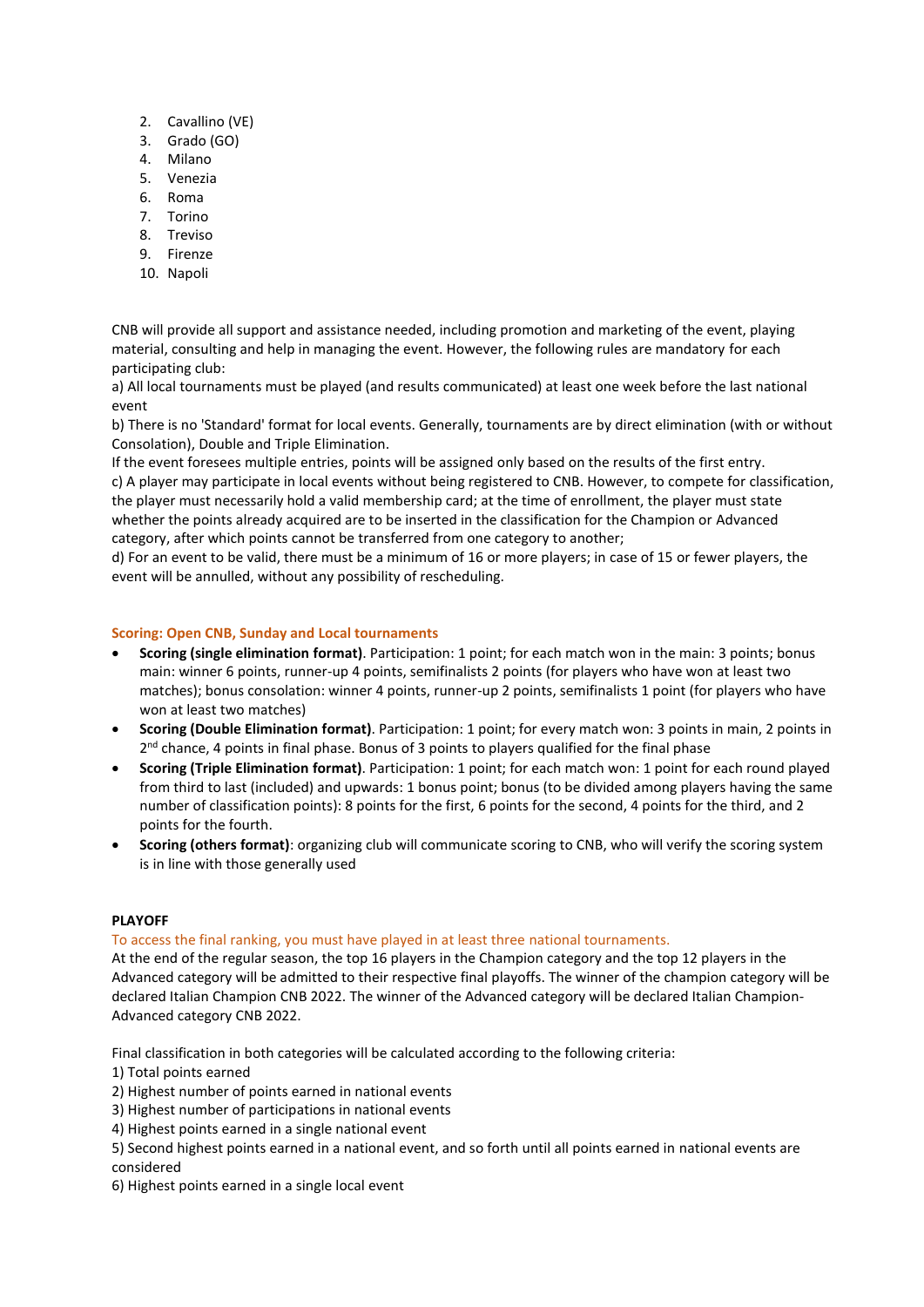2. Cavallino (VE)
3. Grado (GO)
4. Milano
5. Venezia
6. Roma
7. Torino
8. Treviso
9. Firenze
10. Napoli

CNB will provide all support and assistance needed, including promotion and marketing of the event, playing material, consulting and help in managing the event. However, the following rules are mandatory for each participating club:

a) All local tournaments must be played (and results communicated) at least one week before the last national event

b) There is no 'Standard' format for local events. Generally, tournaments are by direct elimination (with or without Consolation), Double and Triple Elimination.

If the event foresees multiple entries, points will be assigned only based on the results of the first entry.

c) A player may participate in local events without being registered to CNB. However, to compete for classification, the player must necessarily hold a valid membership card; at the time of enrollment, the player must state whether the points already acquired are to be inserted in the classification for the Champion or Advanced category, after which points cannot be transferred from one category to another;

d) For an event to be valid, there must be a minimum of 16 or more players; in case of 15 or fewer players, the event will be annulled, without any possibility of rescheduling.

### Scoring: Open CNB, Sunday and Local tournaments

- **Scoring (single elimination format)**. Participation: 1 point; for each match won in the main: 3 points; bonus main: winner 6 points, runner-up 4 points, semifinalists 2 points (for players who have won at least two matches); bonus consolation: winner 4 points, runner-up 2 points, semifinalists 1 point (for players who have won at least two matches)
- **Scoring (Double Elimination format)**. Participation: 1 point; for every match won: 3 points in main, 2 points in 2nd chance, 4 points in final phase. Bonus of 3 points to players qualified for the final phase
- **Scoring (Triple Elimination format)**. Participation: 1 point; for each match won: 1 point for each round played from third to last (included) and upwards: 1 bonus point; bonus (to be divided among players having the same number of classification points): 8 points for the first, 6 points for the second, 4 points for the third, and 2 points for the fourth.
- **Scoring (others format)**: organizing club will communicate scoring to CNB, who will verify the scoring system is in line with those generally used

### PLAYOFF

To access the final ranking, you must have played in at least three national tournaments.

At the end of the regular season, the top 16 players in the Champion category and the top 12 players in the Advanced category will be admitted to their respective final playoffs. The winner of the champion category will be declared Italian Champion CNB 2022. The winner of the Advanced category will be declared Italian Champion-Advanced category CNB 2022.

Final classification in both categories will be calculated according to the following criteria:

1) Total points earned
2) Highest number of points earned in national events
3) Highest number of participations in national events
4) Highest points earned in a single national event
5) Second highest points earned in a national event, and so forth until all points earned in national events are considered
6) Highest points earned in a single local event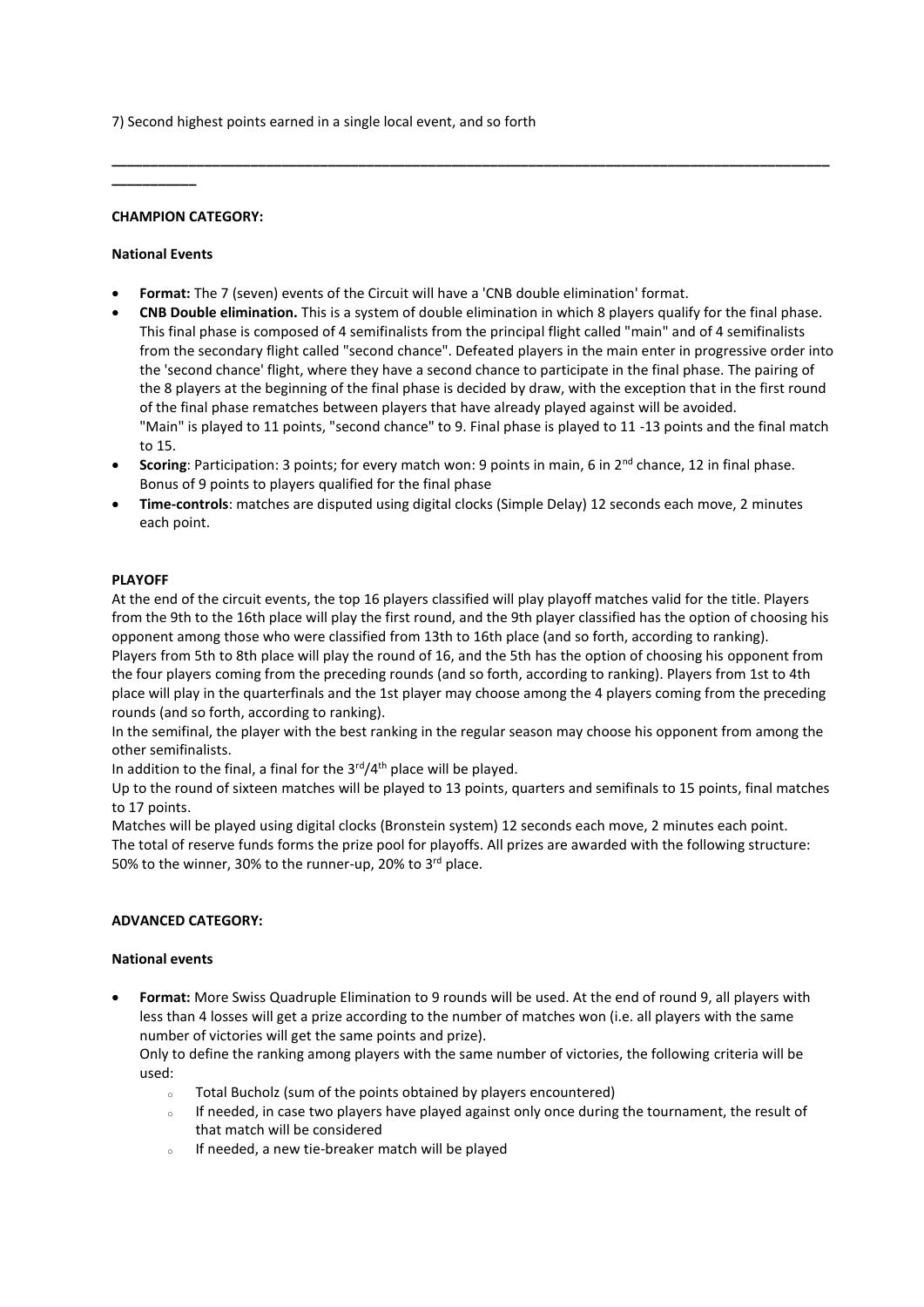7) Second highest points earned in a single local event, and so forth

---

**CHAMPION CATEGORY:**

**National Events**

- **Format:** The 7 (seven) events of the Circuit will have a 'CNB double elimination' format.
- **CNB Double elimination.** This is a system of double elimination in which 8 players qualify for the final phase. This final phase is composed of 4 semifinalists from the principal flight called "main" and of 4 semifinalists from the secondary flight called "second chance". Defeated players in the main enter in progressive order into the 'second chance' flight, where they have a second chance to participate in the final phase. The pairing of the 8 players at the beginning of the final phase is decided by draw, with the exception that in the first round of the final phase rematches between players that have already played against will be avoided.
  "Main" is played to 11 points, "second chance" to 9. Final phase is played to 11 -13 points and the final match to 15.
- **Scoring**: Participation: 3 points; for every match won: 9 points in main, 6 in 2nd chance, 12 in final phase. Bonus of 9 points to players qualified for the final phase
- **Time-controls**: matches are disputed using digital clocks (Simple Delay) 12 seconds each move, 2 minutes each point.

**PLAYOFF**

At the end of the circuit events, the top 16 players classified will play playoff matches valid for the title. Players from the 9th to the 16th place will play the first round, and the 9th player classified has the option of choosing his opponent among those who were classified from 13th to 16th place (and so forth, according to ranking).
Players from 5th to 8th place will play the round of 16, and the 5th has the option of choosing his opponent from the four players coming from the preceding rounds (and so forth, according to ranking). Players from 1st to 4th place will play in the quarterfinals and the 1st player may choose among the 4 players coming from the preceding rounds (and so forth, according to ranking).
In the semifinal, the player with the best ranking in the regular season may choose his opponent from among the other semifinalists.
In addition to the final, a final for the 3rd/4th place will be played.
Up to the round of sixteen matches will be played to 13 points, quarters and semifinals to 15 points, final matches to 17 points.
Matches will be played using digital clocks (Bronstein system) 12 seconds each move, 2 minutes each point.
The total of reserve funds forms the prize pool for playoffs. All prizes are awarded with the following structure: 50% to the winner, 30% to the runner-up, 20% to 3rd place.

**ADVANCED CATEGORY:**

**National events**

- **Format:** More Swiss Quadruple Elimination to 9 rounds will be used. At the end of round 9, all players with less than 4 losses will get a prize according to the number of matches won (i.e. all players with the same number of victories will get the same points and prize).
  Only to define the ranking among players with the same number of victories, the following criteria will be used:
  - Total Bucholz (sum of the points obtained by players encountered)
  - If needed, in case two players have played against only once during the tournament, the result of that match will be considered
  - If needed, a new tie-breaker match will be played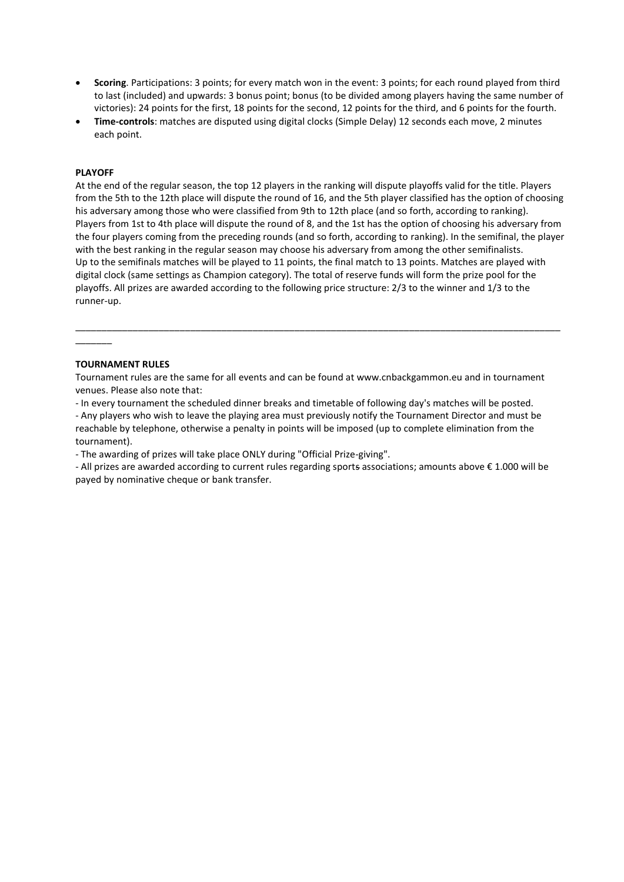- **Scoring**. Participations: 3 points; for every match won in the event: 3 points; for each round played from third to last (included) and upwards: 3 bonus point; bonus (to be divided among players having the same number of victories): 24 points for the first, 18 points for the second, 12 points for the third, and 6 points for the fourth.
- **Time-controls**: matches are disputed using digital clocks (Simple Delay) 12 seconds each move, 2 minutes each point.

**PLAYOFF**

At the end of the regular season, the top 12 players in the ranking will dispute playoffs valid for the title. Players from the 5th to the 12th place will dispute the round of 16, and the 5th player classified has the option of choosing his adversary among those who were classified from 9th to 12th place (and so forth, according to ranking). Players from 1st to 4th place will dispute the round of 8, and the 1st has the option of choosing his adversary from the four players coming from the preceding rounds (and so forth, according to ranking). In the semifinal, the player with the best ranking in the regular season may choose his adversary from among the other semifinalists.
Up to the semifinals matches will be played to 11 points, the final match to 13 points. Matches are played with digital clock (same settings as Champion category). The total of reserve funds will form the prize pool for the playoffs. All prizes are awarded according to the following price structure: 2/3 to the winner and 1/3 to the runner-up.

---

**TOURNAMENT RULES**

Tournament rules are the same for all events and can be found at www.cnbackgammon.eu and in tournament venues. Please also note that:

- In every tournament the scheduled dinner breaks and timetable of following day's matches will be posted.
- Any players who wish to leave the playing area must previously notify the Tournament Director and must be reachable by telephone, otherwise a penalty in points will be imposed (up to complete elimination from the tournament).
- The awarding of prizes will take place ONLY during "Official Prize-giving".
- All prizes are awarded according to current rules regarding sports associations; amounts above € 1.000 will be payed by nominative cheque or bank transfer.